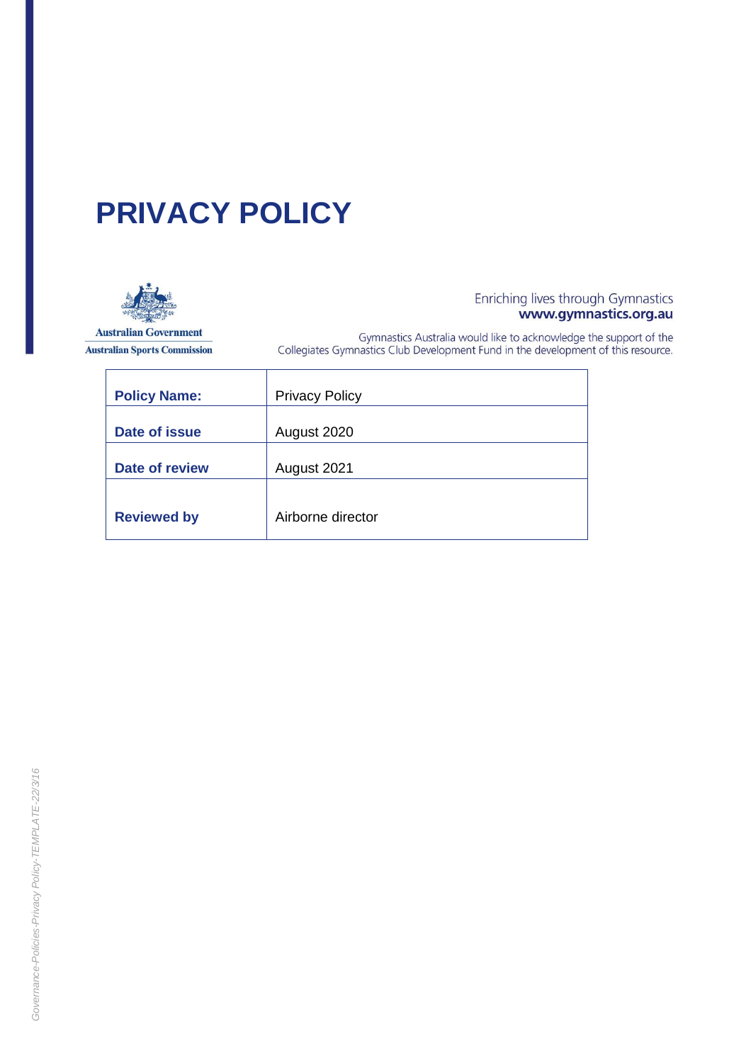# PRIVACY POLICY

Australian Government
Australian Sports Commission

Enriching lives through Gymnastics
**www.gymnastics.org.au**

Gymnastics Australia would like to acknowledge the support of the Collegiates Gymnastics Club Development Fund in the development of this resource.

| **Policy Name:** | Privacy Policy |
|---|---|
| **Date of issue** | August 2020 |
| **Date of review** | August 2021 |
| **Reviewed by** | Airborne director |

*Governance-Policies-Privacy Policy-TEMPLATE-22/3/16*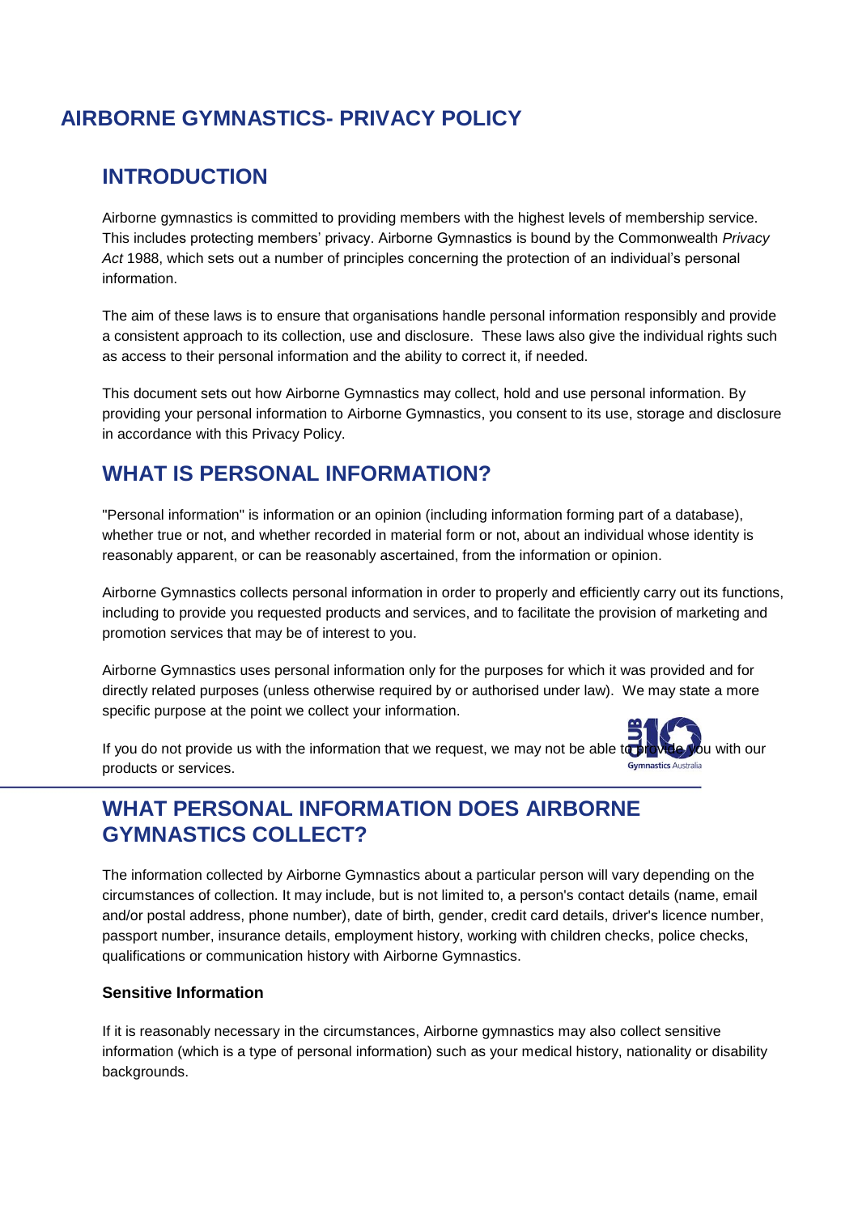# AIRBORNE GYMNASTICS- PRIVACY POLICY

## INTRODUCTION

Airborne gymnastics is committed to providing members with the highest levels of membership service. This includes protecting members' privacy. Airborne Gymnastics is bound by the Commonwealth *Privacy Act* 1988, which sets out a number of principles concerning the protection of an individual's personal information.

The aim of these laws is to ensure that organisations handle personal information responsibly and provide a consistent approach to its collection, use and disclosure. These laws also give the individual rights such as access to their personal information and the ability to correct it, if needed.

This document sets out how Airborne Gymnastics may collect, hold and use personal information. By providing your personal information to Airborne Gymnastics, you consent to its use, storage and disclosure in accordance with this Privacy Policy.

## WHAT IS PERSONAL INFORMATION?

"Personal information" is information or an opinion (including information forming part of a database), whether true or not, and whether recorded in material form or not, about an individual whose identity is reasonably apparent, or can be reasonably ascertained, from the information or opinion.

Airborne Gymnastics collects personal information in order to properly and efficiently carry out its functions, including to provide you requested products and services, and to facilitate the provision of marketing and promotion services that may be of interest to you.

Airborne Gymnastics uses personal information only for the purposes for which it was provided and for directly related purposes (unless otherwise required by or authorised under law). We may state a more specific purpose at the point we collect your information.

If you do not provide us with the information that we request, we may not be able to provide you with our products or services.

## WHAT PERSONAL INFORMATION DOES AIRBORNE GYMNASTICS COLLECT?

The information collected by Airborne Gymnastics about a particular person will vary depending on the circumstances of collection. It may include, but is not limited to, a person's contact details (name, email and/or postal address, phone number), date of birth, gender, credit card details, driver's licence number, passport number, insurance details, employment history, working with children checks, police checks, qualifications or communication history with Airborne Gymnastics.

### Sensitive Information

If it is reasonably necessary in the circumstances, Airborne gymnastics may also collect sensitive information (which is a type of personal information) such as your medical history, nationality or disability backgrounds.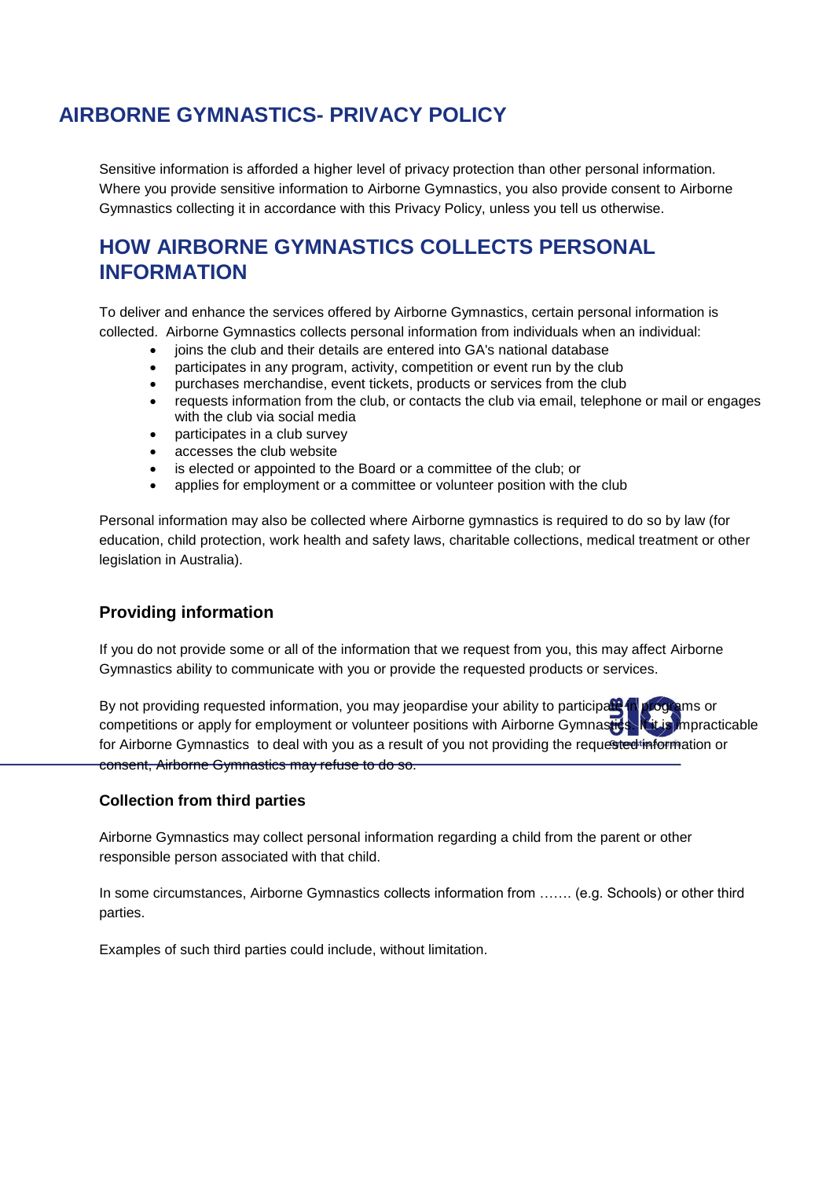## AIRBORNE GYMNASTICS- PRIVACY POLICY

Sensitive information is afforded a higher level of privacy protection than other personal information. Where you provide sensitive information to Airborne Gymnastics, you also provide consent to Airborne Gymnastics collecting it in accordance with this Privacy Policy, unless you tell us otherwise.

## HOW AIRBORNE GYMNASTICS COLLECTS PERSONAL INFORMATION

To deliver and enhance the services offered by Airborne Gymnastics, certain personal information is collected. Airborne Gymnastics collects personal information from individuals when an individual:

- joins the club and their details are entered into GA's national database
- participates in any program, activity, competition or event run by the club
- purchases merchandise, event tickets, products or services from the club
- requests information from the club, or contacts the club via email, telephone or mail or engages with the club via social media
- participates in a club survey
- accesses the club website
- is elected or appointed to the Board or a committee of the club; or
- applies for employment or a committee or volunteer position with the club

Personal information may also be collected where Airborne gymnastics is required to do so by law (for education, child protection, work health and safety laws, charitable collections, medical treatment or other legislation in Australia).

### Providing information

If you do not provide some or all of the information that we request from you, this may affect Airborne Gymnastics ability to communicate with you or provide the requested products or services.

By not providing requested information, you may jeopardise your ability to participate in programs or competitions or apply for employment or volunteer positions with Airborne Gymnastics. If it is impracticable for Airborne Gymnastics to deal with you as a result of you not providing the requested information or consent, Airborne Gymnastics may refuse to do so.

### Collection from third parties

Airborne Gymnastics may collect personal information regarding a child from the parent or other responsible person associated with that child.

In some circumstances, Airborne Gymnastics collects information from ……. (e.g. Schools) or other third parties.

Examples of such third parties could include, without limitation.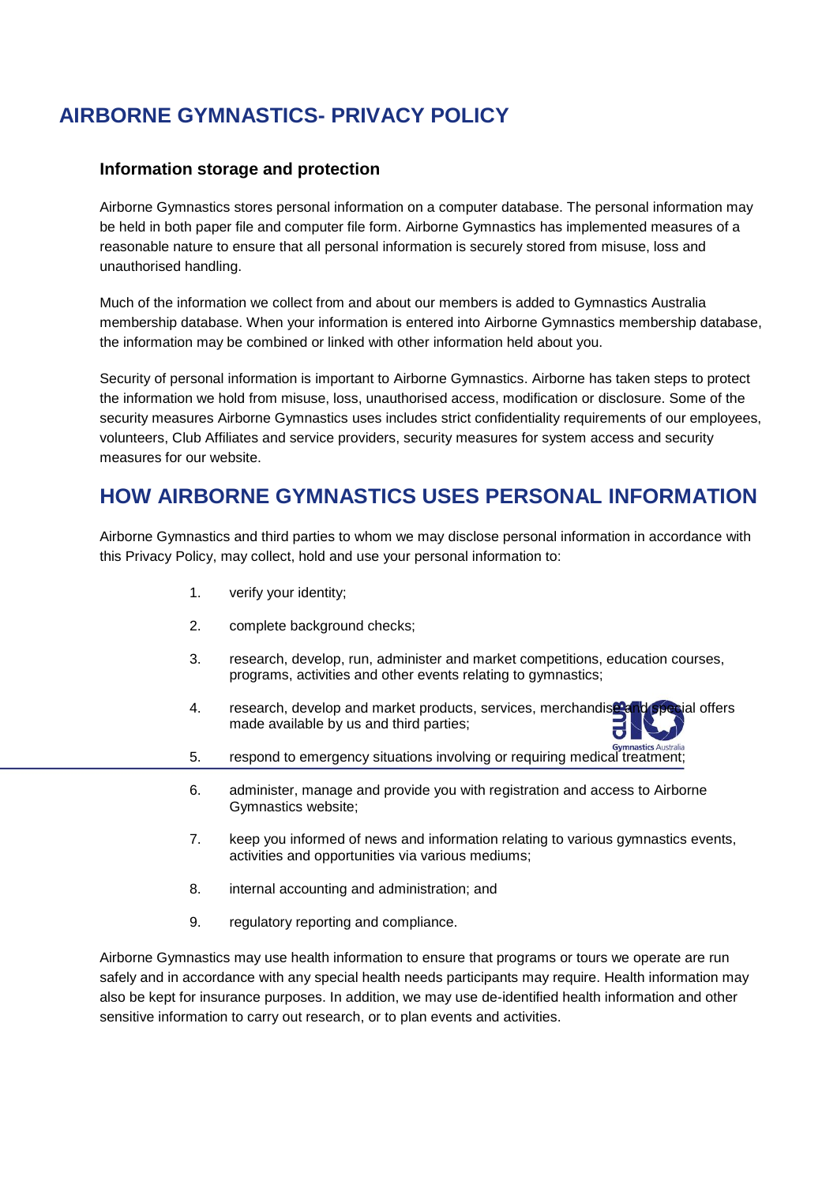# AIRBORNE GYMNASTICS- PRIVACY POLICY

### Information storage and protection

Airborne Gymnastics stores personal information on a computer database. The personal information may be held in both paper file and computer file form. Airborne Gymnastics has implemented measures of a reasonable nature to ensure that all personal information is securely stored from misuse, loss and unauthorised handling.

Much of the information we collect from and about our members is added to Gymnastics Australia membership database. When your information is entered into Airborne Gymnastics membership database, the information may be combined or linked with other information held about you.

Security of personal information is important to Airborne Gymnastics. Airborne has taken steps to protect the information we hold from misuse, loss, unauthorised access, modification or disclosure. Some of the security measures Airborne Gymnastics uses includes strict confidentiality requirements of our employees, volunteers, Club Affiliates and service providers, security measures for system access and security measures for our website.

## HOW AIRBORNE GYMNASTICS USES PERSONAL INFORMATION

Airborne Gymnastics and third parties to whom we may disclose personal information in accordance with this Privacy Policy, may collect, hold and use your personal information to:

1. verify your identity;
2. complete background checks;
3. research, develop, run, administer and market competitions, education courses, programs, activities and other events relating to gymnastics;
4. research, develop and market products, services, merchandise and special offers made available by us and third parties;
5. respond to emergency situations involving or requiring medical treatment;
6. administer, manage and provide you with registration and access to Airborne Gymnastics website;
7. keep you informed of news and information relating to various gymnastics events, activities and opportunities via various mediums;
8. internal accounting and administration; and
9. regulatory reporting and compliance.

Airborne Gymnastics may use health information to ensure that programs or tours we operate are run safely and in accordance with any special health needs participants may require. Health information may also be kept for insurance purposes. In addition, we may use de-identified health information and other sensitive information to carry out research, or to plan events and activities.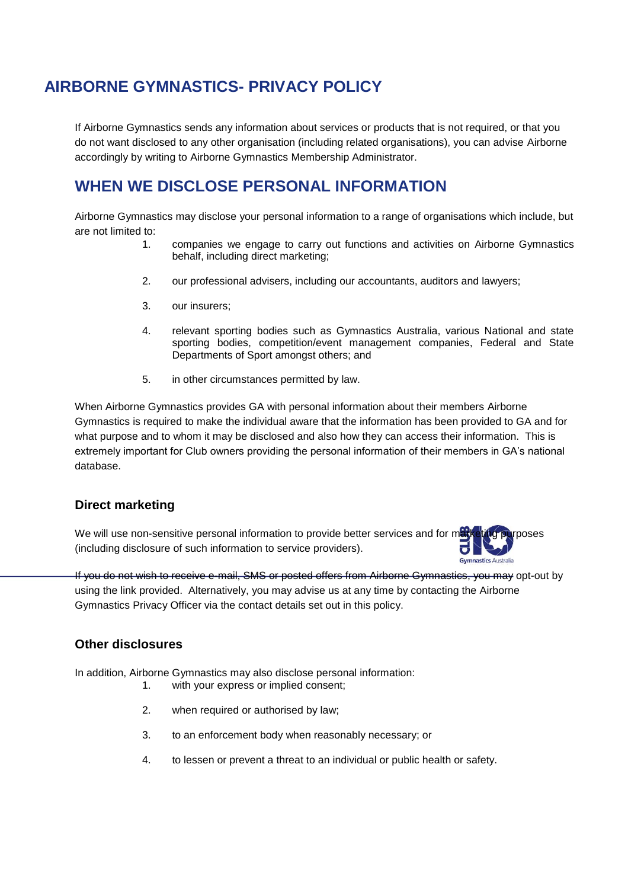# AIRBORNE GYMNASTICS- PRIVACY POLICY

If Airborne Gymnastics sends any information about services or products that is not required, or that you do not want disclosed to any other organisation (including related organisations), you can advise Airborne accordingly by writing to Airborne Gymnastics Membership Administrator.

## WHEN WE DISCLOSE PERSONAL INFORMATION

Airborne Gymnastics may disclose your personal information to a range of organisations which include, but are not limited to:

1. companies we engage to carry out functions and activities on Airborne Gymnastics behalf, including direct marketing;
2. our professional advisers, including our accountants, auditors and lawyers;
3. our insurers;
4. relevant sporting bodies such as Gymnastics Australia, various National and state sporting bodies, competition/event management companies, Federal and State Departments of Sport amongst others; and
5. in other circumstances permitted by law.

When Airborne Gymnastics provides GA with personal information about their members Airborne Gymnastics is required to make the individual aware that the information has been provided to GA and for what purpose and to whom it may be disclosed and also how they can access their information. This is extremely important for Club owners providing the personal information of their members in GA's national database.

### Direct marketing

We will use non-sensitive personal information to provide better services and for marketing purposes (including disclosure of such information to service providers).

If you do not wish to receive e-mail, SMS or posted offers from Airborne Gymnastics, you may opt-out by using the link provided. Alternatively, you may advise us at any time by contacting the Airborne Gymnastics Privacy Officer via the contact details set out in this policy.

### Other disclosures

In addition, Airborne Gymnastics may also disclose personal information:

1. with your express or implied consent;
2. when required or authorised by law;
3. to an enforcement body when reasonably necessary; or
4. to lessen or prevent a threat to an individual or public health or safety.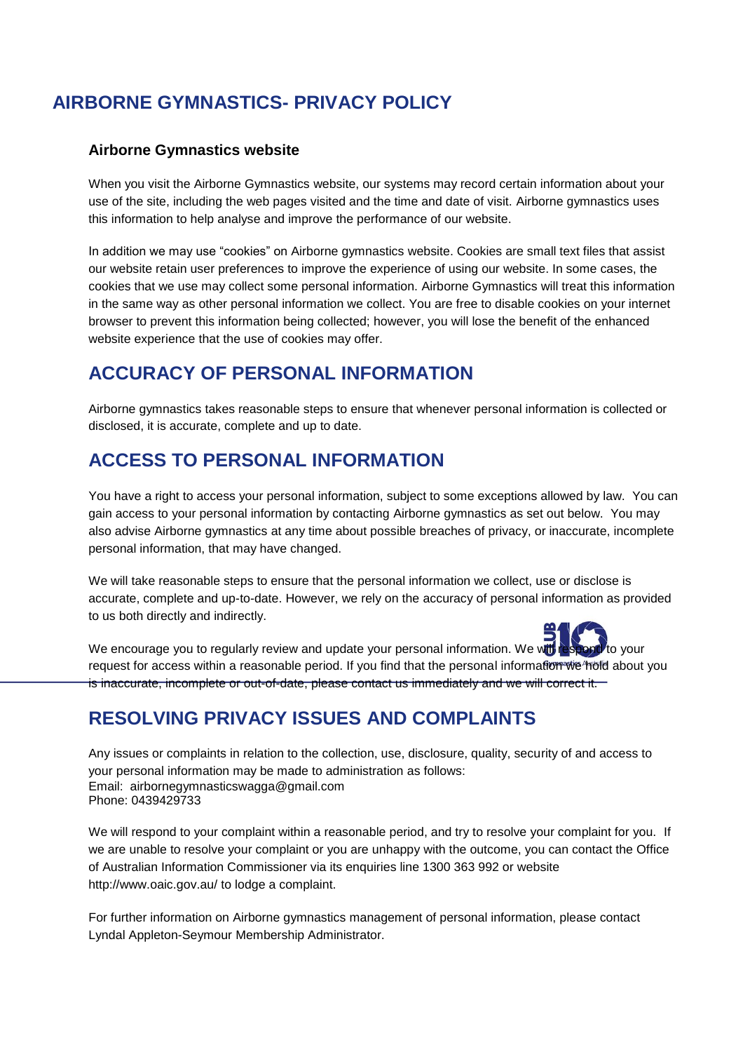# AIRBORNE GYMNASTICS- PRIVACY POLICY

### Airborne Gymnastics website

When you visit the Airborne Gymnastics website, our systems may record certain information about your use of the site, including the web pages visited and the time and date of visit. Airborne gymnastics uses this information to help analyse and improve the performance of our website.

In addition we may use "cookies" on Airborne gymnastics website. Cookies are small text files that assist our website retain user preferences to improve the experience of using our website. In some cases, the cookies that we use may collect some personal information. Airborne Gymnastics will treat this information in the same way as other personal information we collect. You are free to disable cookies on your internet browser to prevent this information being collected; however, you will lose the benefit of the enhanced website experience that the use of cookies may offer.

## ACCURACY OF PERSONAL INFORMATION

Airborne gymnastics takes reasonable steps to ensure that whenever personal information is collected or disclosed, it is accurate, complete and up to date.

## ACCESS TO PERSONAL INFORMATION

You have a right to access your personal information, subject to some exceptions allowed by law. You can gain access to your personal information by contacting Airborne gymnastics as set out below. You may also advise Airborne gymnastics at any time about possible breaches of privacy, or inaccurate, incomplete personal information, that may have changed.

We will take reasonable steps to ensure that the personal information we collect, use or disclose is accurate, complete and up-to-date. However, we rely on the accuracy of personal information as provided to us both directly and indirectly.

We encourage you to regularly review and update your personal information. We will respond to your request for access within a reasonable period. If you find that the personal information we hold about you is inaccurate, incomplete or out-of-date, please contact us immediately and we will correct it.

## RESOLVING PRIVACY ISSUES AND COMPLAINTS

Any issues or complaints in relation to the collection, use, disclosure, quality, security of and access to your personal information may be made to administration as follows:
Email: airbornegymnasticswagga@gmail.com
Phone: 0439429733

We will respond to your complaint within a reasonable period, and try to resolve your complaint for you. If we are unable to resolve your complaint or you are unhappy with the outcome, you can contact the Office of Australian Information Commissioner via its enquiries line 1300 363 992 or website http://www.oaic.gov.au/ to lodge a complaint.

For further information on Airborne gymnastics management of personal information, please contact Lyndal Appleton-Seymour Membership Administrator.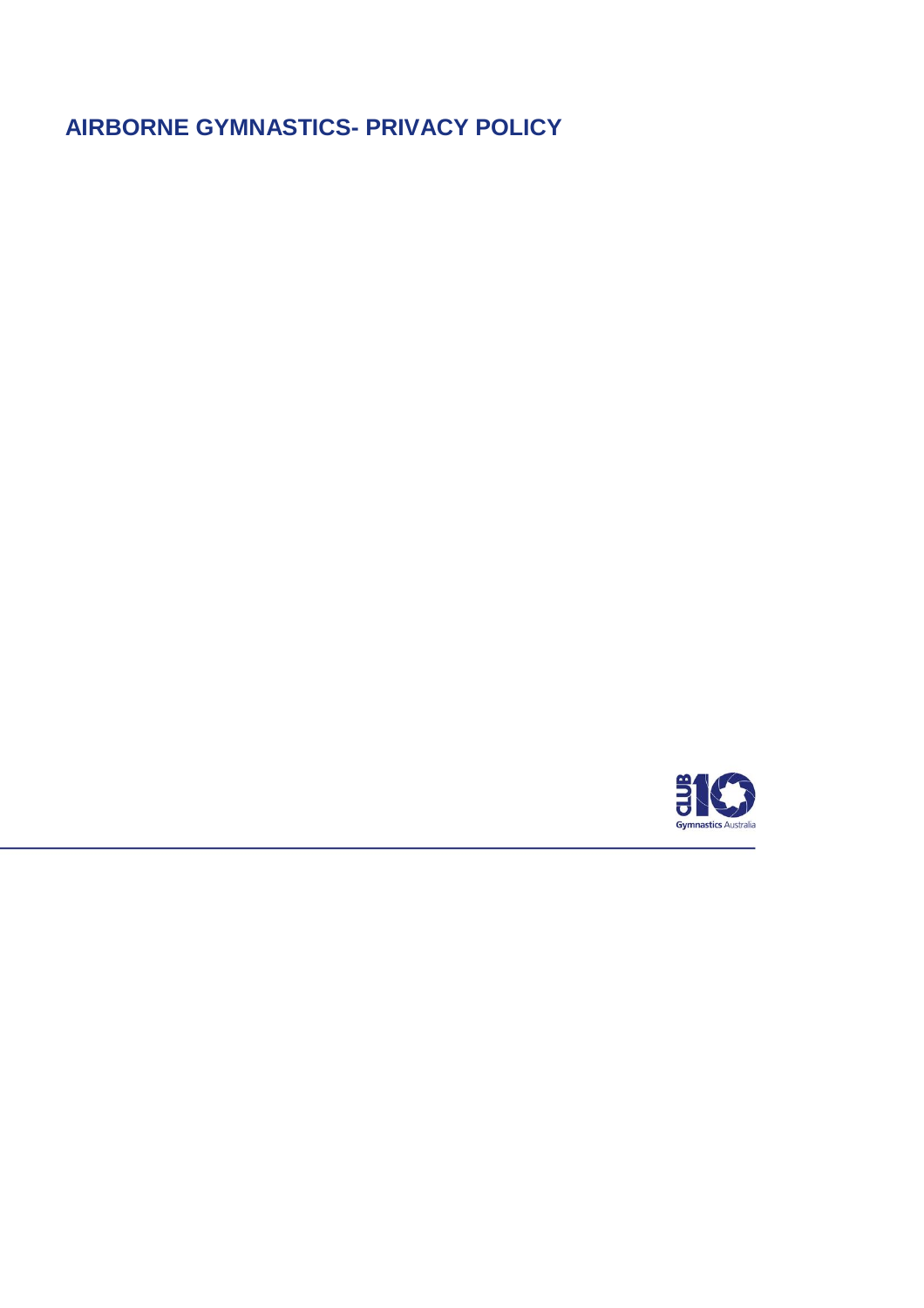**AIRBORNE GYMNASTICS- PRIVACY POLICY**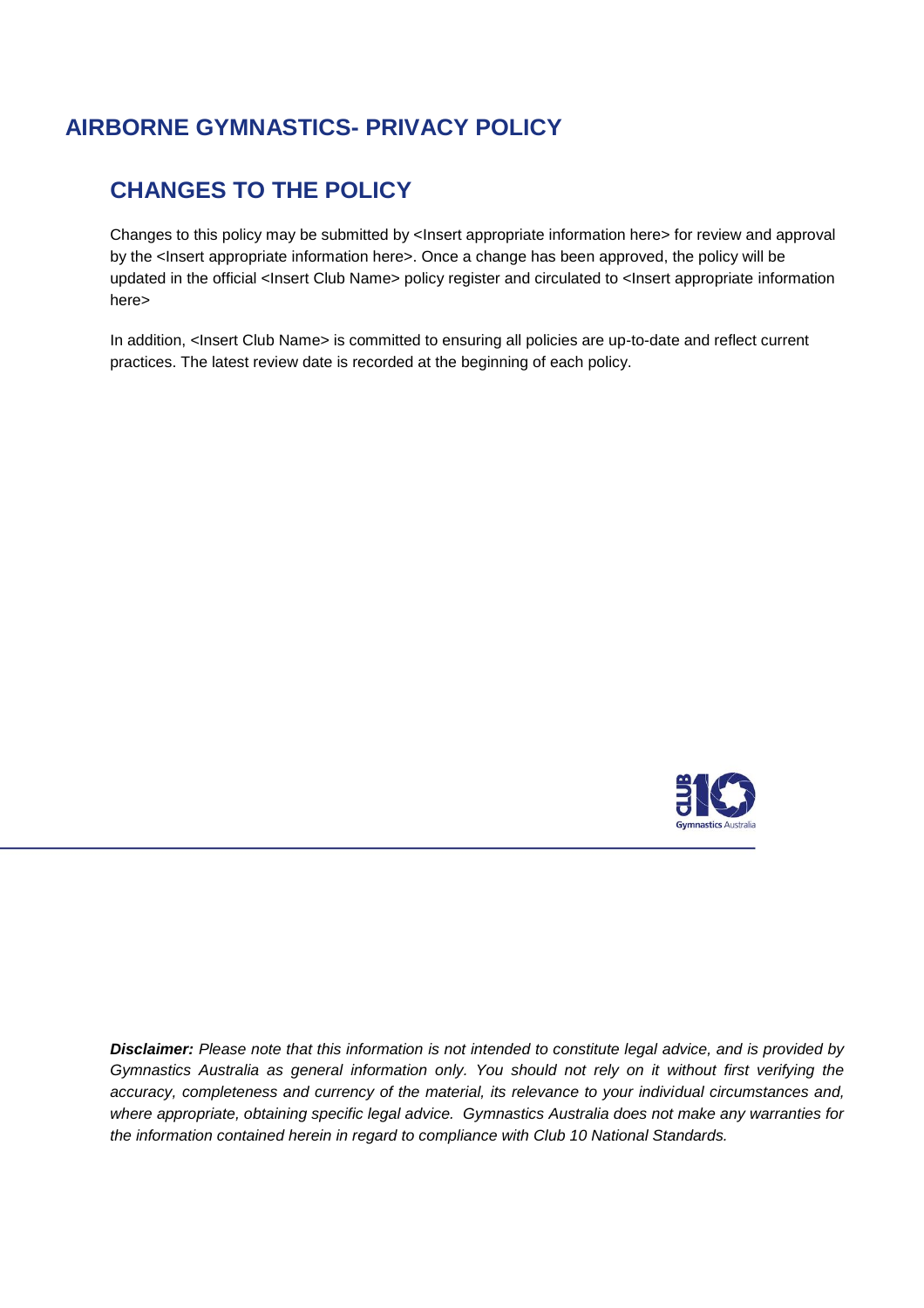# AIRBORNE GYMNASTICS- PRIVACY POLICY

## CHANGES TO THE POLICY

Changes to this policy may be submitted by <Insert appropriate information here> for review and approval by the <Insert appropriate information here>. Once a change has been approved, the policy will be updated in the official <Insert Club Name> policy register and circulated to <Insert appropriate information here>

In addition, <Insert Club Name> is committed to ensuring all policies are up-to-date and reflect current practices. The latest review date is recorded at the beginning of each policy.

***Disclaimer:*** *Please note that this information is not intended to constitute legal advice, and is provided by Gymnastics Australia as general information only. You should not rely on it without first verifying the accuracy, completeness and currency of the material, its relevance to your individual circumstances and, where appropriate, obtaining specific legal advice. Gymnastics Australia does not make any warranties for the information contained herein in regard to compliance with Club 10 National Standards.*